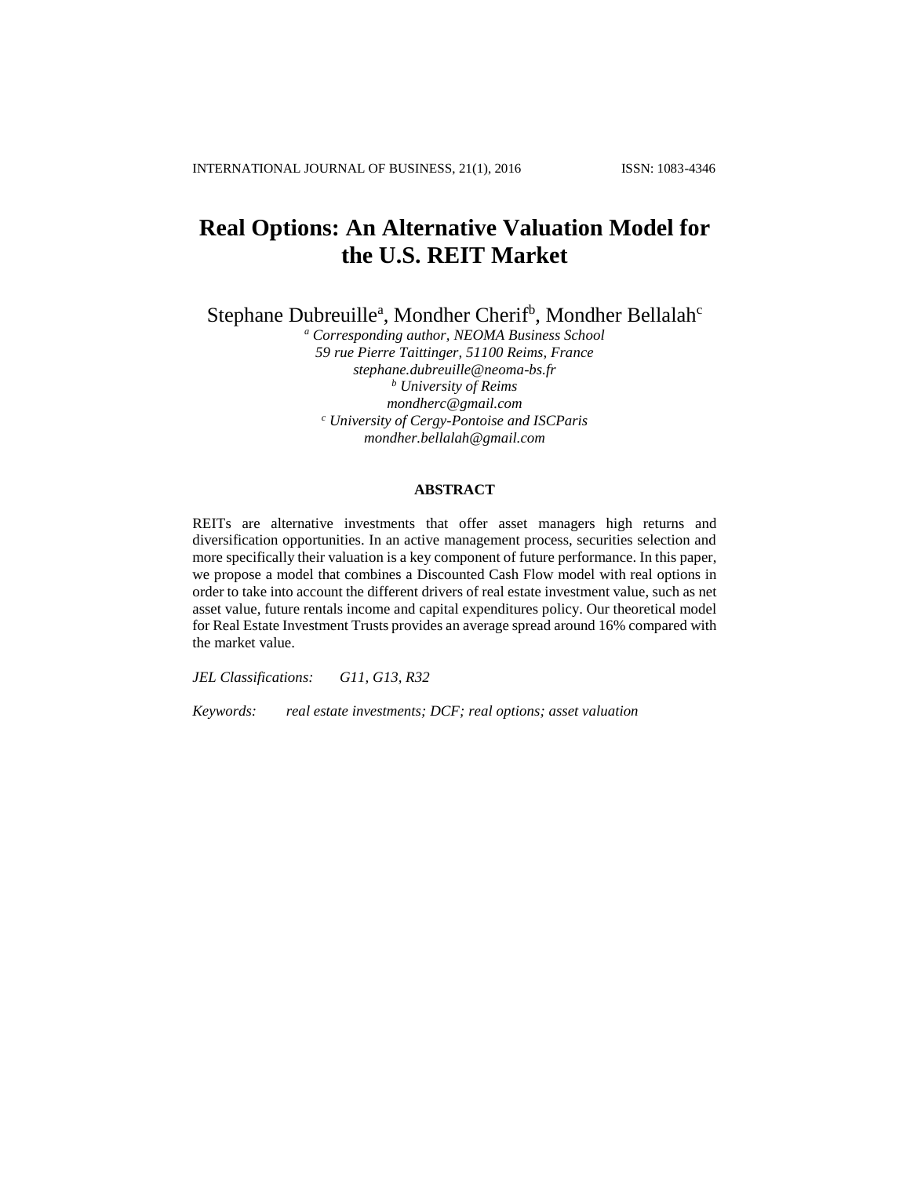# Real Options: An Alternative Valuation Model for the U.S. REIT Market

Stephane Dubreuille[a], Mondher Cherif[b], Mondher Bellalah[c]

[a] *Corresponding author, NEOMA Business School*
*59 rue Pierre Taittinger, 51100 Reims, France*
*stephane.dubreuille@neoma-bs.fr*
[b] *University of Reims*
*mondherc@gmail.com*
[c] *University of Cergy-Pontoise and ISCParis*
*mondher.bellalah@gmail.com*

## ABSTRACT

REITs are alternative investments that offer asset managers high returns and diversification opportunities. In an active management process, securities selection and more specifically their valuation is a key component of future performance. In this paper, we propose a model that combines a Discounted Cash Flow model with real options in order to take into account the different drivers of real estate investment value, such as net asset value, future rentals income and capital expenditures policy. Our theoretical model for Real Estate Investment Trusts provides an average spread around 16% compared with the market value.

*JEL Classifications:* *G11, G13, R32*

*Keywords:* *real estate investments; DCF; real options; asset valuation*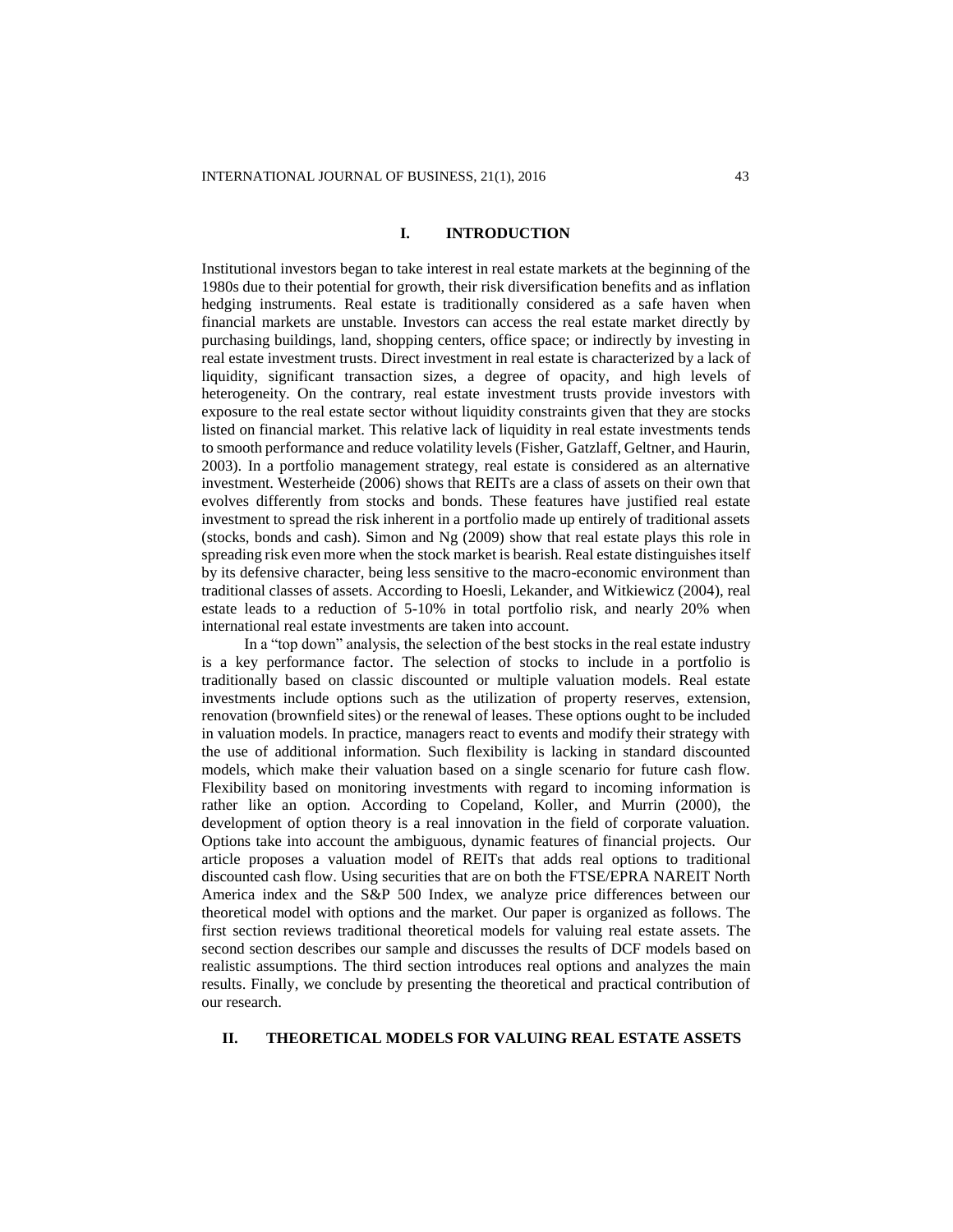## I. INTRODUCTION

Institutional investors began to take interest in real estate markets at the beginning of the 1980s due to their potential for growth, their risk diversification benefits and as inflation hedging instruments. Real estate is traditionally considered as a safe haven when financial markets are unstable. Investors can access the real estate market directly by purchasing buildings, land, shopping centers, office space; or indirectly by investing in real estate investment trusts. Direct investment in real estate is characterized by a lack of liquidity, significant transaction sizes, a degree of opacity, and high levels of heterogeneity. On the contrary, real estate investment trusts provide investors with exposure to the real estate sector without liquidity constraints given that they are stocks listed on financial market. This relative lack of liquidity in real estate investments tends to smooth performance and reduce volatility levels (Fisher, Gatzlaff, Geltner, and Haurin, 2003). In a portfolio management strategy, real estate is considered as an alternative investment. Westerheide (2006) shows that REITs are a class of assets on their own that evolves differently from stocks and bonds. These features have justified real estate investment to spread the risk inherent in a portfolio made up entirely of traditional assets (stocks, bonds and cash). Simon and Ng (2009) show that real estate plays this role in spreading risk even more when the stock market is bearish. Real estate distinguishes itself by its defensive character, being less sensitive to the macro-economic environment than traditional classes of assets. According to Hoesli, Lekander, and Witkiewicz (2004), real estate leads to a reduction of 5-10% in total portfolio risk, and nearly 20% when international real estate investments are taken into account.

In a "top down" analysis, the selection of the best stocks in the real estate industry is a key performance factor. The selection of stocks to include in a portfolio is traditionally based on classic discounted or multiple valuation models. Real estate investments include options such as the utilization of property reserves, extension, renovation (brownfield sites) or the renewal of leases. These options ought to be included in valuation models. In practice, managers react to events and modify their strategy with the use of additional information. Such flexibility is lacking in standard discounted models, which make their valuation based on a single scenario for future cash flow. Flexibility based on monitoring investments with regard to incoming information is rather like an option. According to Copeland, Koller, and Murrin (2000), the development of option theory is a real innovation in the field of corporate valuation. Options take into account the ambiguous, dynamic features of financial projects. Our article proposes a valuation model of REITs that adds real options to traditional discounted cash flow. Using securities that are on both the FTSE/EPRA NAREIT North America index and the S&P 500 Index, we analyze price differences between our theoretical model with options and the market. Our paper is organized as follows. The first section reviews traditional theoretical models for valuing real estate assets. The second section describes our sample and discusses the results of DCF models based on realistic assumptions. The third section introduces real options and analyzes the main results. Finally, we conclude by presenting the theoretical and practical contribution of our research.

## II. THEORETICAL MODELS FOR VALUING REAL ESTATE ASSETS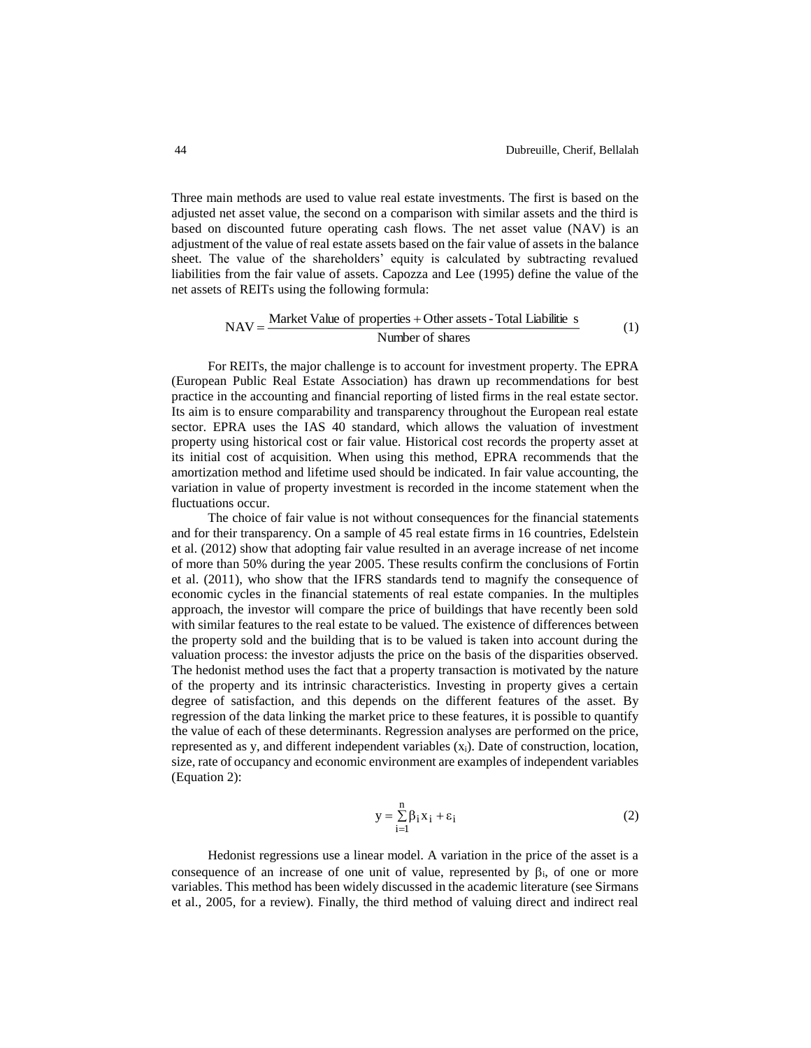Three main methods are used to value real estate investments. The first is based on the adjusted net asset value, the second on a comparison with similar assets and the third is based on discounted future operating cash flows. The net asset value (NAV) is an adjustment of the value of real estate assets based on the fair value of assets in the balance sheet. The value of the shareholders' equity is calculated by subtracting revalued liabilities from the fair value of assets. Capozza and Lee (1995) define the value of the net assets of REITs using the following formula:

$$\text{NAV} = \frac{\text{Market Value of properties} + \text{Other assets} - \text{Total Liabilitie s}}{\text{Number of shares}} \tag{1}$$

For REITs, the major challenge is to account for investment property. The EPRA (European Public Real Estate Association) has drawn up recommendations for best practice in the accounting and financial reporting of listed firms in the real estate sector. Its aim is to ensure comparability and transparency throughout the European real estate sector. EPRA uses the IAS 40 standard, which allows the valuation of investment property using historical cost or fair value. Historical cost records the property asset at its initial cost of acquisition. When using this method, EPRA recommends that the amortization method and lifetime used should be indicated. In fair value accounting, the variation in value of property investment is recorded in the income statement when the fluctuations occur.

The choice of fair value is not without consequences for the financial statements and for their transparency. On a sample of 45 real estate firms in 16 countries, Edelstein et al. (2012) show that adopting fair value resulted in an average increase of net income of more than 50% during the year 2005. These results confirm the conclusions of Fortin et al. (2011), who show that the IFRS standards tend to magnify the consequence of economic cycles in the financial statements of real estate companies. In the multiples approach, the investor will compare the price of buildings that have recently been sold with similar features to the real estate to be valued. The existence of differences between the property sold and the building that is to be valued is taken into account during the valuation process: the investor adjusts the price on the basis of the disparities observed. The hedonist method uses the fact that a property transaction is motivated by the nature of the property and its intrinsic characteristics. Investing in property gives a certain degree of satisfaction, and this depends on the different features of the asset. By regression of the data linking the market price to these features, it is possible to quantify the value of each of these determinants. Regression analyses are performed on the price, represented as y, and different independent variables ($x_i$). Date of construction, location, size, rate of occupancy and economic environment are examples of independent variables (Equation 2):

$$y = \sum_{i=1}^{n} \beta_i x_i + \varepsilon_i \tag{2}$$

Hedonist regressions use a linear model. A variation in the price of the asset is a consequence of an increase of one unit of value, represented by $\beta_i$, of one or more variables. This method has been widely discussed in the academic literature (see Sirmans et al., 2005, for a review). Finally, the third method of valuing direct and indirect real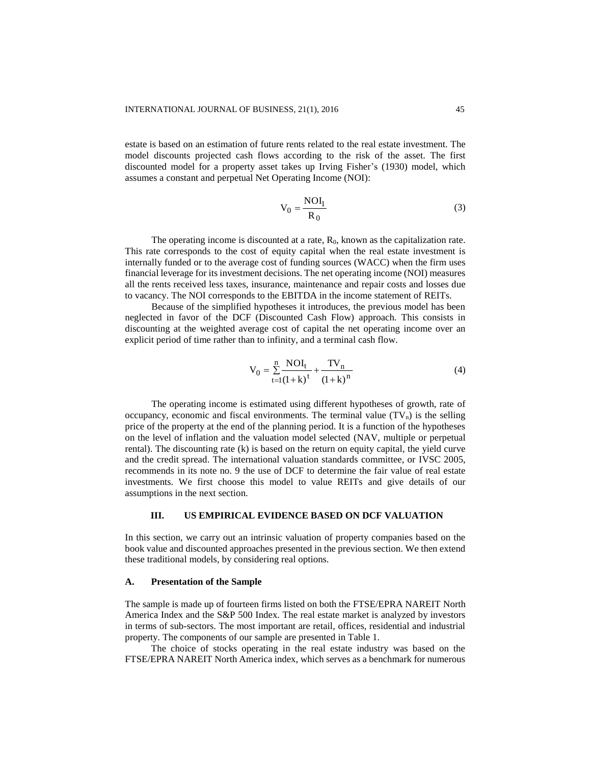estate is based on an estimation of future rents related to the real estate investment. The model discounts projected cash flows according to the risk of the asset. The first discounted model for a property asset takes up Irving Fisher's (1930) model, which assumes a constant and perpetual Net Operating Income (NOI):

$$V_0 = \frac{NOI_1}{R_0} \tag{3}$$

The operating income is discounted at a rate, $R_0$, known as the capitalization rate. This rate corresponds to the cost of equity capital when the real estate investment is internally funded or to the average cost of funding sources (WACC) when the firm uses financial leverage for its investment decisions. The net operating income (NOI) measures all the rents received less taxes, insurance, maintenance and repair costs and losses due to vacancy. The NOI corresponds to the EBITDA in the income statement of REITs.

Because of the simplified hypotheses it introduces, the previous model has been neglected in favor of the DCF (Discounted Cash Flow) approach. This consists in discounting at the weighted average cost of capital the net operating income over an explicit period of time rather than to infinity, and a terminal cash flow.

$$V_0 = \sum_{t=1}^{n} \frac{NOI_t}{(1+k)^t} + \frac{TV_n}{(1+k)^n} \tag{4}$$

The operating income is estimated using different hypotheses of growth, rate of occupancy, economic and fiscal environments. The terminal value ($TV_n$) is the selling price of the property at the end of the planning period. It is a function of the hypotheses on the level of inflation and the valuation model selected (NAV, multiple or perpetual rental). The discounting rate (k) is based on the return on equity capital, the yield curve and the credit spread. The international valuation standards committee, or IVSC 2005, recommends in its note no. 9 the use of DCF to determine the fair value of real estate investments. We first choose this model to value REITs and give details of our assumptions in the next section.

## III. US EMPIRICAL EVIDENCE BASED ON DCF VALUATION

In this section, we carry out an intrinsic valuation of property companies based on the book value and discounted approaches presented in the previous section. We then extend these traditional models, by considering real options.

### A. Presentation of the Sample

The sample is made up of fourteen firms listed on both the FTSE/EPRA NAREIT North America Index and the S&P 500 Index. The real estate market is analyzed by investors in terms of sub-sectors. The most important are retail, offices, residential and industrial property. The components of our sample are presented in Table 1.

The choice of stocks operating in the real estate industry was based on the FTSE/EPRA NAREIT North America index, which serves as a benchmark for numerous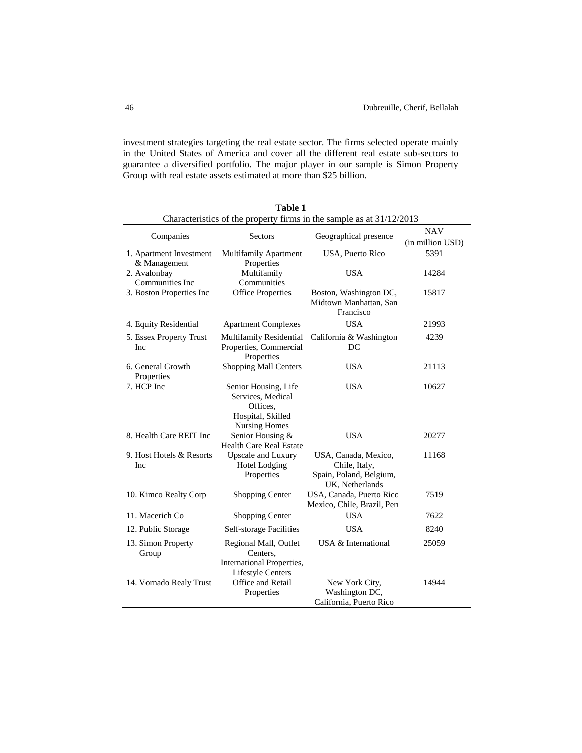investment strategies targeting the real estate sector. The firms selected operate mainly in the United States of America and cover all the different real estate sub-sectors to guarantee a diversified portfolio. The major player in our sample is Simon Property Group with real estate assets estimated at more than $25 billion.

**Table 1**

Characteristics of the property firms in the sample as at 31/12/2013

| Companies | Sectors | Geographical presence | NAV (in million USD) |
|---|---|---|---|
| 1. Apartment Investment & Management | Multifamily Apartment Properties | USA, Puerto Rico | 5391 |
| 2. Avalonbay Communities Inc | Multifamily Communities | USA | 14284 |
| 3. Boston Properties Inc | Office Properties | Boston, Washington DC, Midtown Manhattan, San Francisco | 15817 |
| 4. Equity Residential | Apartment Complexes | USA | 21993 |
| 5. Essex Property Trust Inc | Multifamily Residential Properties, Commercial Properties | California & Washington DC | 4239 |
| 6. General Growth Properties | Shopping Mall Centers | USA | 21113 |
| 7. HCP Inc | Senior Housing, Life Services, Medical Offices, Hospital, Skilled Nursing Homes | USA | 10627 |
| 8. Health Care REIT Inc | Senior Housing & Health Care Real Estate | USA | 20277 |
| 9. Host Hotels & Resorts Inc | Upscale and Luxury Hotel Lodging Properties | USA, Canada, Mexico, Chile, Italy, Spain, Poland, Belgium, UK, Netherlands | 11168 |
| 10. Kimco Realty Corp | Shopping Center | USA, Canada, Puerto Rico Mexico, Chile, Brazil, Peru | 7519 |
| 11. Macerich Co | Shopping Center | USA | 7622 |
| 12. Public Storage | Self-storage Facilities | USA | 8240 |
| 13. Simon Property Group | Regional Mall, Outlet Centers, International Properties, Lifestyle Centers | USA & International | 25059 |
| 14. Vornado Realy Trust | Office and Retail Properties | New York City, Washington DC, California, Puerto Rico | 14944 |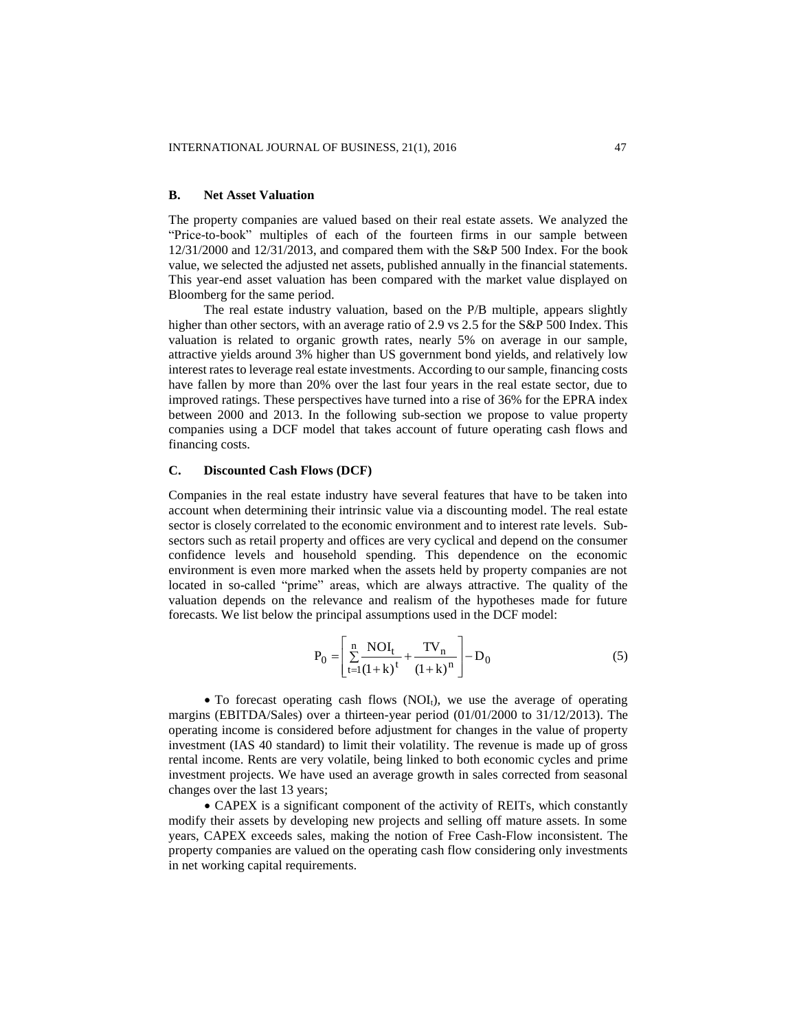### B. Net Asset Valuation

The property companies are valued based on their real estate assets. We analyzed the "Price-to-book" multiples of each of the fourteen firms in our sample between 12/31/2000 and 12/31/2013, and compared them with the S&P 500 Index. For the book value, we selected the adjusted net assets, published annually in the financial statements. This year-end asset valuation has been compared with the market value displayed on Bloomberg for the same period.

The real estate industry valuation, based on the P/B multiple, appears slightly higher than other sectors, with an average ratio of 2.9 vs 2.5 for the S&P 500 Index. This valuation is related to organic growth rates, nearly 5% on average in our sample, attractive yields around 3% higher than US government bond yields, and relatively low interest rates to leverage real estate investments. According to our sample, financing costs have fallen by more than 20% over the last four years in the real estate sector, due to improved ratings. These perspectives have turned into a rise of 36% for the EPRA index between 2000 and 2013. In the following sub-section we propose to value property companies using a DCF model that takes account of future operating cash flows and financing costs.

### C. Discounted Cash Flows (DCF)

Companies in the real estate industry have several features that have to be taken into account when determining their intrinsic value via a discounting model. The real estate sector is closely correlated to the economic environment and to interest rate levels. Sub-sectors such as retail property and offices are very cyclical and depend on the consumer confidence levels and household spending. This dependence on the economic environment is even more marked when the assets held by property companies are not located in so-called "prime" areas, which are always attractive. The quality of the valuation depends on the relevance and realism of the hypotheses made for future forecasts. We list below the principal assumptions used in the DCF model:

$$P_0 = \left[ \sum_{t=1}^{n} \frac{NOI_t}{(1+k)^t} + \frac{TV_n}{(1+k)^n} \right] - D_0 \tag{5}$$

- To forecast operating cash flows ($NOI_t$), we use the average of operating margins (EBITDA/Sales) over a thirteen-year period (01/01/2000 to 31/12/2013). The operating income is considered before adjustment for changes in the value of property investment (IAS 40 standard) to limit their volatility. The revenue is made up of gross rental income. Rents are very volatile, being linked to both economic cycles and prime investment projects. We have used an average growth in sales corrected from seasonal changes over the last 13 years;

- CAPEX is a significant component of the activity of REITs, which constantly modify their assets by developing new projects and selling off mature assets. In some years, CAPEX exceeds sales, making the notion of Free Cash-Flow inconsistent. The property companies are valued on the operating cash flow considering only investments in net working capital requirements.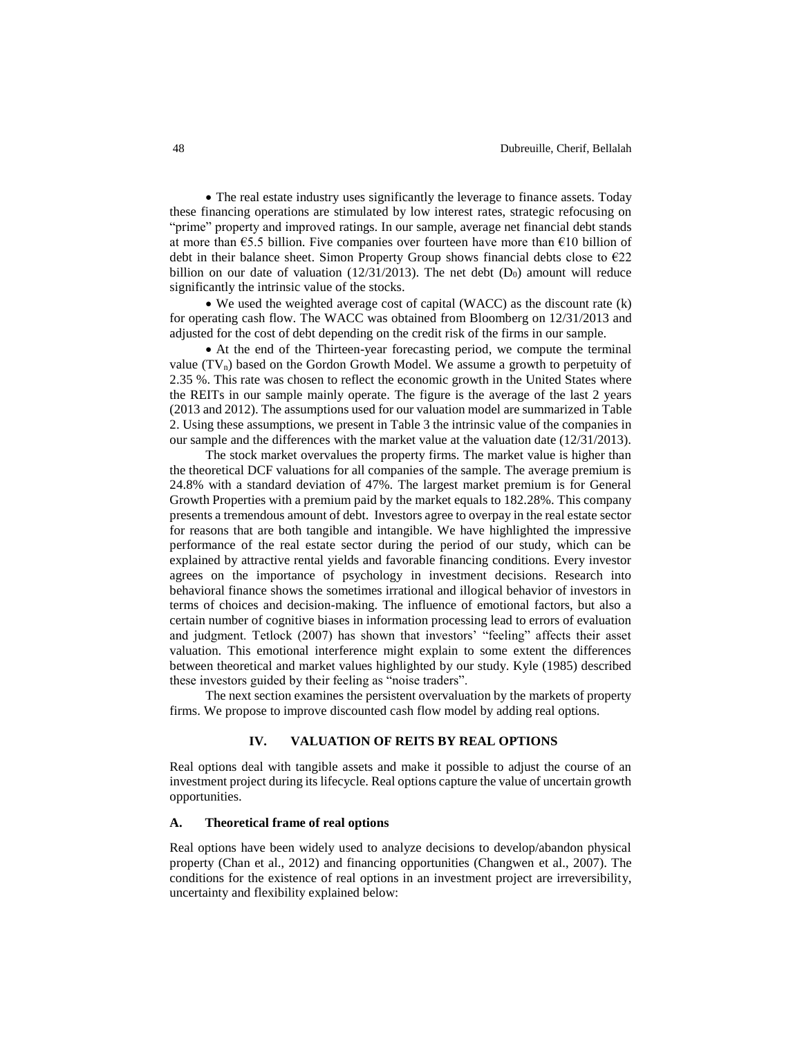- The real estate industry uses significantly the leverage to finance assets. Today these financing operations are stimulated by low interest rates, strategic refocusing on "prime" property and improved ratings. In our sample, average net financial debt stands at more than €5.5 billion. Five companies over fourteen have more than €10 billion of debt in their balance sheet. Simon Property Group shows financial debts close to €22 billion on our date of valuation (12/31/2013). The net debt ($D_0$) amount will reduce significantly the intrinsic value of the stocks.

- We used the weighted average cost of capital (WACC) as the discount rate (k) for operating cash flow. The WACC was obtained from Bloomberg on 12/31/2013 and adjusted for the cost of debt depending on the credit risk of the firms in our sample.

- At the end of the Thirteen-year forecasting period, we compute the terminal value ($TV_n$) based on the Gordon Growth Model. We assume a growth to perpetuity of 2.35 %. This rate was chosen to reflect the economic growth in the United States where the REITs in our sample mainly operate. The figure is the average of the last 2 years (2013 and 2012). The assumptions used for our valuation model are summarized in Table 2. Using these assumptions, we present in Table 3 the intrinsic value of the companies in our sample and the differences with the market value at the valuation date (12/31/2013).

The stock market overvalues the property firms. The market value is higher than the theoretical DCF valuations for all companies of the sample. The average premium is 24.8% with a standard deviation of 47%. The largest market premium is for General Growth Properties with a premium paid by the market equals to 182.28%. This company presents a tremendous amount of debt. Investors agree to overpay in the real estate sector for reasons that are both tangible and intangible. We have highlighted the impressive performance of the real estate sector during the period of our study, which can be explained by attractive rental yields and favorable financing conditions. Every investor agrees on the importance of psychology in investment decisions. Research into behavioral finance shows the sometimes irrational and illogical behavior of investors in terms of choices and decision-making. The influence of emotional factors, but also a certain number of cognitive biases in information processing lead to errors of evaluation and judgment. Tetlock (2007) has shown that investors' "feeling" affects their asset valuation. This emotional interference might explain to some extent the differences between theoretical and market values highlighted by our study. Kyle (1985) described these investors guided by their feeling as "noise traders".

The next section examines the persistent overvaluation by the markets of property firms. We propose to improve discounted cash flow model by adding real options.

## IV. VALUATION OF REITS BY REAL OPTIONS

Real options deal with tangible assets and make it possible to adjust the course of an investment project during its lifecycle. Real options capture the value of uncertain growth opportunities.

### A. Theoretical frame of real options

Real options have been widely used to analyze decisions to develop/abandon physical property (Chan et al., 2012) and financing opportunities (Changwen et al., 2007). The conditions for the existence of real options in an investment project are irreversibility, uncertainty and flexibility explained below: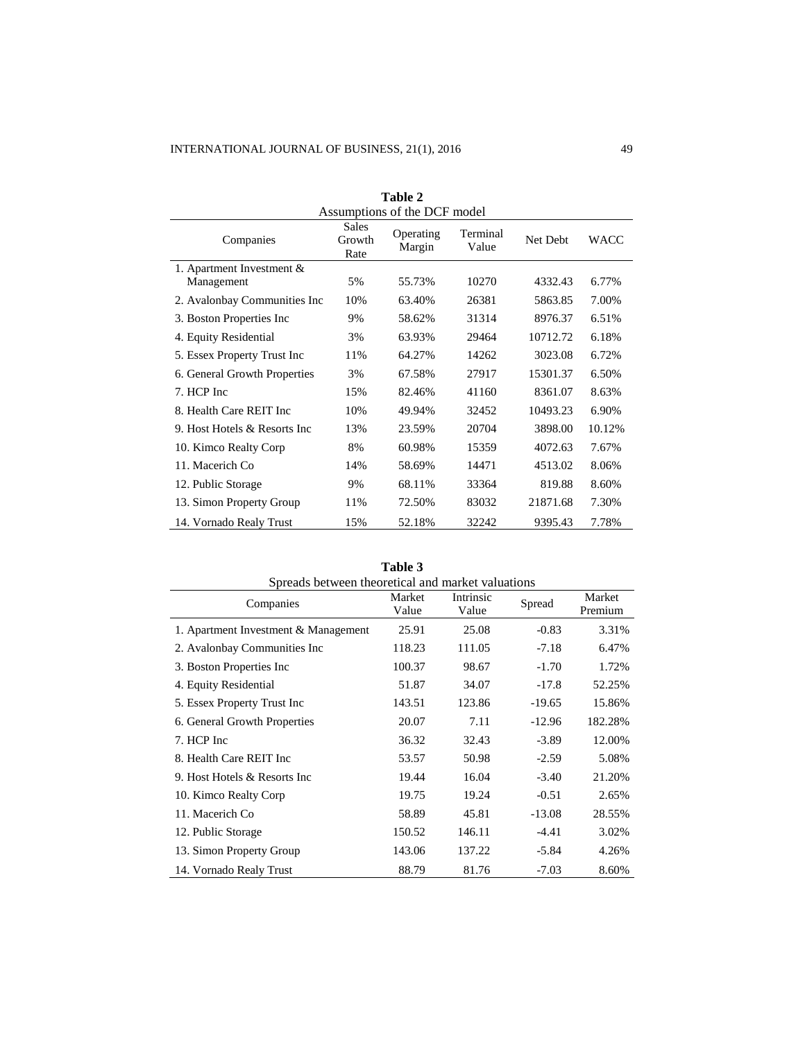**Table 2**
Assumptions of the DCF model

| Companies | Sales Growth Rate | Operating Margin | Terminal Value | Net Debt | WACC |
|---|---|---|---|---|---|
| 1. Apartment Investment & Management | 5% | 55.73% | 10270 | 4332.43 | 6.77% |
| 2. Avalonbay Communities Inc | 10% | 63.40% | 26381 | 5863.85 | 7.00% |
| 3. Boston Properties Inc | 9% | 58.62% | 31314 | 8976.37 | 6.51% |
| 4. Equity Residential | 3% | 63.93% | 29464 | 10712.72 | 6.18% |
| 5. Essex Property Trust Inc | 11% | 64.27% | 14262 | 3023.08 | 6.72% |
| 6. General Growth Properties | 3% | 67.58% | 27917 | 15301.37 | 6.50% |
| 7. HCP Inc | 15% | 82.46% | 41160 | 8361.07 | 8.63% |
| 8. Health Care REIT Inc | 10% | 49.94% | 32452 | 10493.23 | 6.90% |
| 9. Host Hotels & Resorts Inc | 13% | 23.59% | 20704 | 3898.00 | 10.12% |
| 10. Kimco Realty Corp | 8% | 60.98% | 15359 | 4072.63 | 7.67% |
| 11. Macerich Co | 14% | 58.69% | 14471 | 4513.02 | 8.06% |
| 12. Public Storage | 9% | 68.11% | 33364 | 819.88 | 8.60% |
| 13. Simon Property Group | 11% | 72.50% | 83032 | 21871.68 | 7.30% |
| 14. Vornado Realy Trust | 15% | 52.18% | 32242 | 9395.43 | 7.78% |

**Table 3**
Spreads between theoretical and market valuations

| Companies | Market Value | Intrinsic Value | Spread | Market Premium |
|---|---|---|---|---|
| 1. Apartment Investment & Management | 25.91 | 25.08 | -0.83 | 3.31% |
| 2. Avalonbay Communities Inc | 118.23 | 111.05 | -7.18 | 6.47% |
| 3. Boston Properties Inc | 100.37 | 98.67 | -1.70 | 1.72% |
| 4. Equity Residential | 51.87 | 34.07 | -17.8 | 52.25% |
| 5. Essex Property Trust Inc | 143.51 | 123.86 | -19.65 | 15.86% |
| 6. General Growth Properties | 20.07 | 7.11 | -12.96 | 182.28% |
| 7. HCP Inc | 36.32 | 32.43 | -3.89 | 12.00% |
| 8. Health Care REIT Inc | 53.57 | 50.98 | -2.59 | 5.08% |
| 9. Host Hotels & Resorts Inc | 19.44 | 16.04 | -3.40 | 21.20% |
| 10. Kimco Realty Corp | 19.75 | 19.24 | -0.51 | 2.65% |
| 11. Macerich Co | 58.89 | 45.81 | -13.08 | 28.55% |
| 12. Public Storage | 150.52 | 146.11 | -4.41 | 3.02% |
| 13. Simon Property Group | 143.06 | 137.22 | -5.84 | 4.26% |
| 14. Vornado Realy Trust | 88.79 | 81.76 | -7.03 | 8.60% |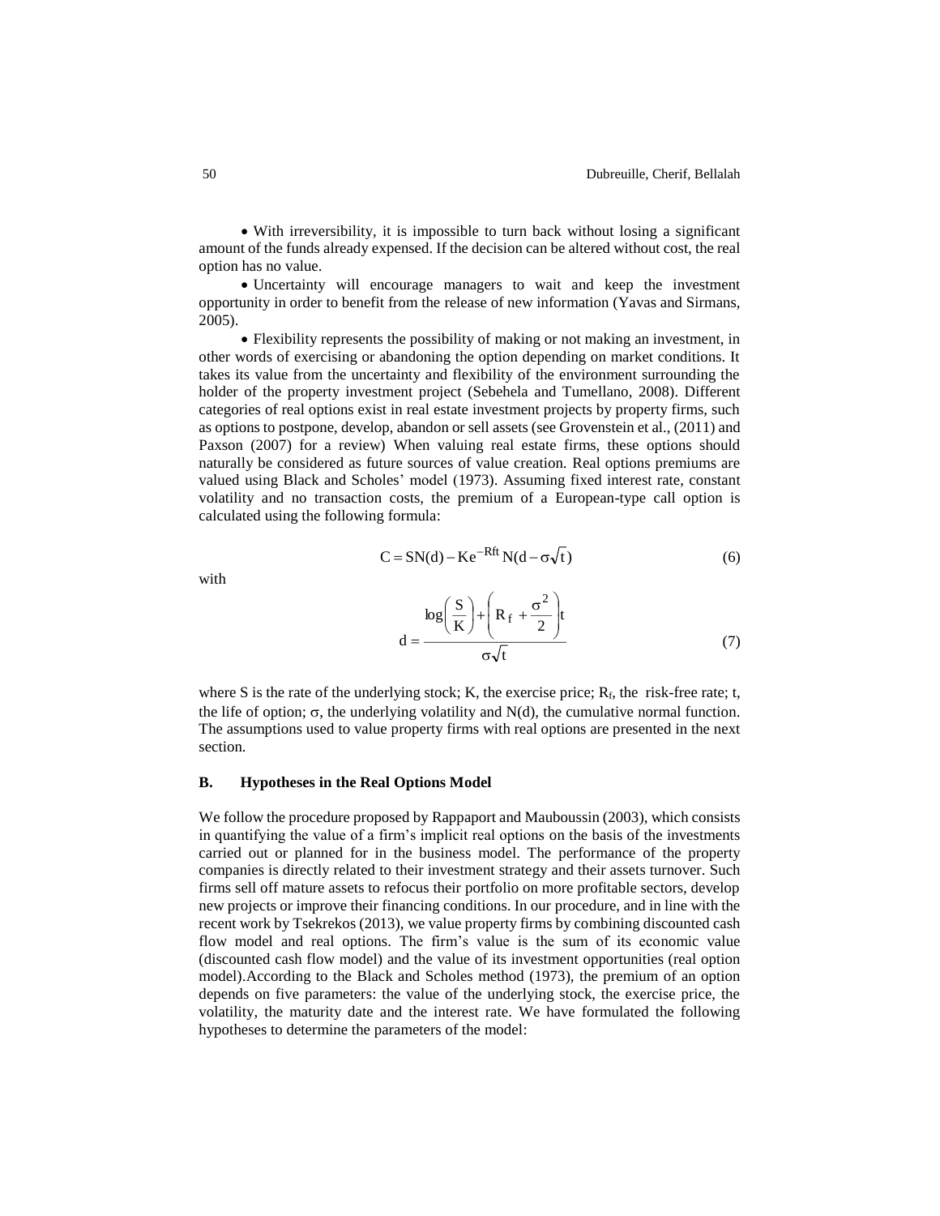- With irreversibility, it is impossible to turn back without losing a significant amount of the funds already expensed. If the decision can be altered without cost, the real option has no value.
- Uncertainty will encourage managers to wait and keep the investment opportunity in order to benefit from the release of new information (Yavas and Sirmans, 2005).
- Flexibility represents the possibility of making or not making an investment, in other words of exercising or abandoning the option depending on market conditions. It takes its value from the uncertainty and flexibility of the environment surrounding the holder of the property investment project (Sebehela and Tumellano, 2008). Different categories of real options exist in real estate investment projects by property firms, such as options to postpone, develop, abandon or sell assets (see Grovenstein et al., (2011) and Paxson (2007) for a review) When valuing real estate firms, these options should naturally be considered as future sources of value creation. Real options premiums are valued using Black and Scholes' model (1973). Assuming fixed interest rate, constant volatility and no transaction costs, the premium of a European-type call option is calculated using the following formula:

$$C = SN(d) - Ke^{-Rft} N(d - \sigma\sqrt{t}) \tag{6}$$

with

$$d = \frac{\log\left(\frac{S}{K}\right) + \left(R_f + \frac{\sigma^2}{2}\right)t}{\sigma\sqrt{t}} \tag{7}$$

where S is the rate of the underlying stock; K, the exercise price; $R_f$, the risk-free rate; t, the life of option; $\sigma$, the underlying volatility and N(d), the cumulative normal function. The assumptions used to value property firms with real options are presented in the next section.

### B. Hypotheses in the Real Options Model

We follow the procedure proposed by Rappaport and Mauboussin (2003), which consists in quantifying the value of a firm's implicit real options on the basis of the investments carried out or planned for in the business model. The performance of the property companies is directly related to their investment strategy and their assets turnover. Such firms sell off mature assets to refocus their portfolio on more profitable sectors, develop new projects or improve their financing conditions. In our procedure, and in line with the recent work by Tsekrekos (2013), we value property firms by combining discounted cash flow model and real options. The firm's value is the sum of its economic value (discounted cash flow model) and the value of its investment opportunities (real option model).According to the Black and Scholes method (1973), the premium of an option depends on five parameters: the value of the underlying stock, the exercise price, the volatility, the maturity date and the interest rate. We have formulated the following hypotheses to determine the parameters of the model: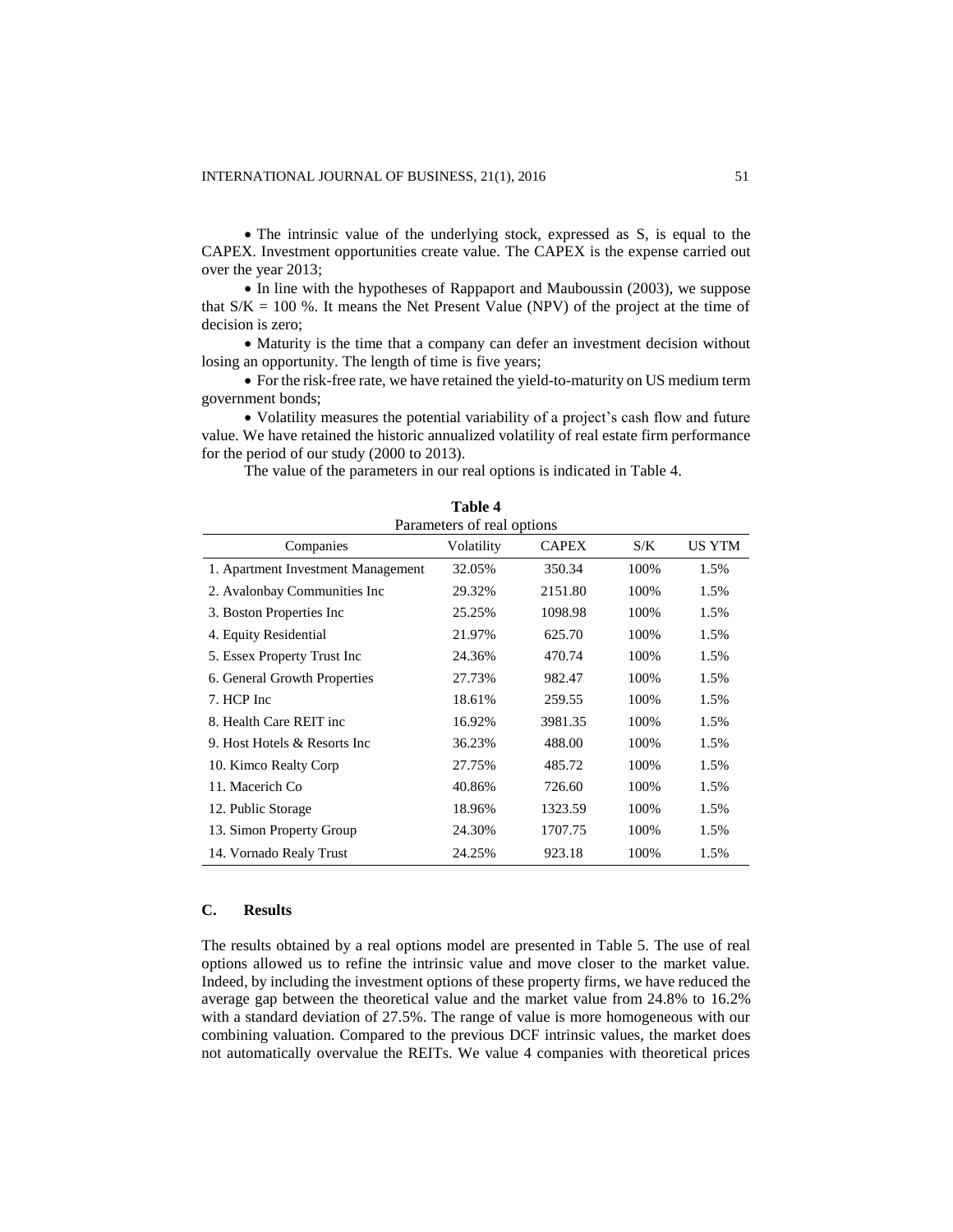- The intrinsic value of the underlying stock, expressed as S, is equal to the CAPEX. Investment opportunities create value. The CAPEX is the expense carried out over the year 2013;
- In line with the hypotheses of Rappaport and Mauboussin (2003), we suppose that S/K = 100 %. It means the Net Present Value (NPV) of the project at the time of decision is zero;
- Maturity is the time that a company can defer an investment decision without losing an opportunity. The length of time is five years;
- For the risk-free rate, we have retained the yield-to-maturity on US medium term government bonds;
- Volatility measures the potential variability of a project's cash flow and future value. We have retained the historic annualized volatility of real estate firm performance for the period of our study (2000 to 2013).

The value of the parameters in our real options is indicated in Table 4.

**Table 4**
Parameters of real options

| Companies | Volatility | CAPEX | S/K | US YTM |
|---|---|---|---|---|
| 1. Apartment Investment Management | 32.05% | 350.34 | 100% | 1.5% |
| 2. Avalonbay Communities Inc | 29.32% | 2151.80 | 100% | 1.5% |
| 3. Boston Properties Inc | 25.25% | 1098.98 | 100% | 1.5% |
| 4. Equity Residential | 21.97% | 625.70 | 100% | 1.5% |
| 5. Essex Property Trust Inc | 24.36% | 470.74 | 100% | 1.5% |
| 6. General Growth Properties | 27.73% | 982.47 | 100% | 1.5% |
| 7. HCP Inc | 18.61% | 259.55 | 100% | 1.5% |
| 8. Health Care REIT inc | 16.92% | 3981.35 | 100% | 1.5% |
| 9. Host Hotels & Resorts Inc | 36.23% | 488.00 | 100% | 1.5% |
| 10. Kimco Realty Corp | 27.75% | 485.72 | 100% | 1.5% |
| 11. Macerich Co | 40.86% | 726.60 | 100% | 1.5% |
| 12. Public Storage | 18.96% | 1323.59 | 100% | 1.5% |
| 13. Simon Property Group | 24.30% | 1707.75 | 100% | 1.5% |
| 14. Vornado Realy Trust | 24.25% | 923.18 | 100% | 1.5% |

### C. Results

The results obtained by a real options model are presented in Table 5. The use of real options allowed us to refine the intrinsic value and move closer to the market value. Indeed, by including the investment options of these property firms, we have reduced the average gap between the theoretical value and the market value from 24.8% to 16.2% with a standard deviation of 27.5%. The range of value is more homogeneous with our combining valuation. Compared to the previous DCF intrinsic values, the market does not automatically overvalue the REITs. We value 4 companies with theoretical prices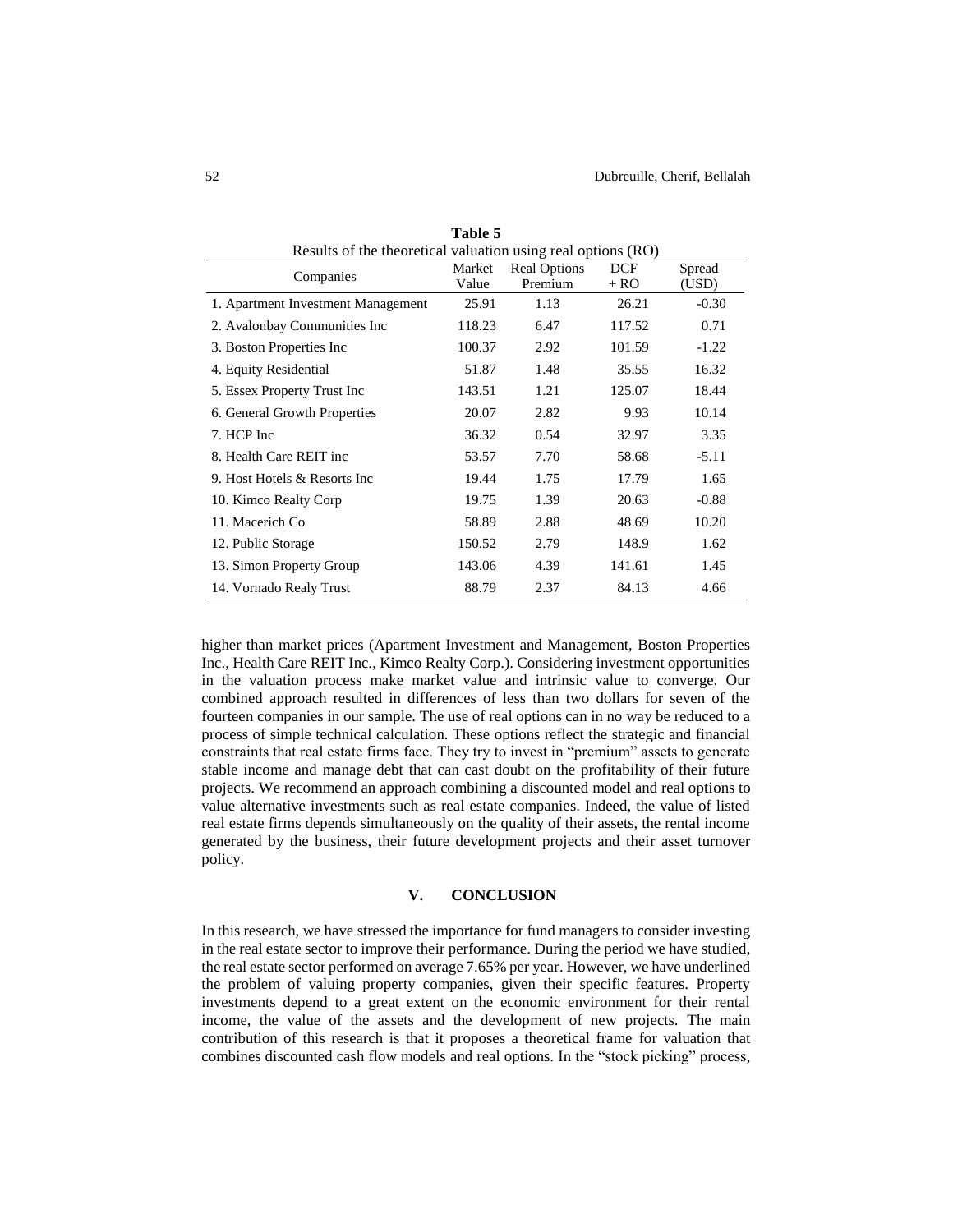**Table 5**
Results of the theoretical valuation using real options (RO)

| Companies | Market Value | Real Options Premium | DCF + RO | Spread (USD) |
|---|---|---|---|---|
| 1. Apartment Investment Management | 25.91 | 1.13 | 26.21 | -0.30 |
| 2. Avalonbay Communities Inc | 118.23 | 6.47 | 117.52 | 0.71 |
| 3. Boston Properties Inc | 100.37 | 2.92 | 101.59 | -1.22 |
| 4. Equity Residential | 51.87 | 1.48 | 35.55 | 16.32 |
| 5. Essex Property Trust Inc | 143.51 | 1.21 | 125.07 | 18.44 |
| 6. General Growth Properties | 20.07 | 2.82 | 9.93 | 10.14 |
| 7. HCP Inc | 36.32 | 0.54 | 32.97 | 3.35 |
| 8. Health Care REIT inc | 53.57 | 7.70 | 58.68 | -5.11 |
| 9. Host Hotels & Resorts Inc | 19.44 | 1.75 | 17.79 | 1.65 |
| 10. Kimco Realty Corp | 19.75 | 1.39 | 20.63 | -0.88 |
| 11. Macerich Co | 58.89 | 2.88 | 48.69 | 10.20 |
| 12. Public Storage | 150.52 | 2.79 | 148.9 | 1.62 |
| 13. Simon Property Group | 143.06 | 4.39 | 141.61 | 1.45 |
| 14. Vornado Realy Trust | 88.79 | 2.37 | 84.13 | 4.66 |

higher than market prices (Apartment Investment and Management, Boston Properties Inc., Health Care REIT Inc., Kimco Realty Corp.). Considering investment opportunities in the valuation process make market value and intrinsic value to converge. Our combined approach resulted in differences of less than two dollars for seven of the fourteen companies in our sample. The use of real options can in no way be reduced to a process of simple technical calculation. These options reflect the strategic and financial constraints that real estate firms face. They try to invest in "premium" assets to generate stable income and manage debt that can cast doubt on the profitability of their future projects. We recommend an approach combining a discounted model and real options to value alternative investments such as real estate companies. Indeed, the value of listed real estate firms depends simultaneously on the quality of their assets, the rental income generated by the business, their future development projects and their asset turnover policy.

## V. CONCLUSION

In this research, we have stressed the importance for fund managers to consider investing in the real estate sector to improve their performance. During the period we have studied, the real estate sector performed on average 7.65% per year. However, we have underlined the problem of valuing property companies, given their specific features. Property investments depend to a great extent on the economic environment for their rental income, the value of the assets and the development of new projects. The main contribution of this research is that it proposes a theoretical frame for valuation that combines discounted cash flow models and real options. In the "stock picking" process,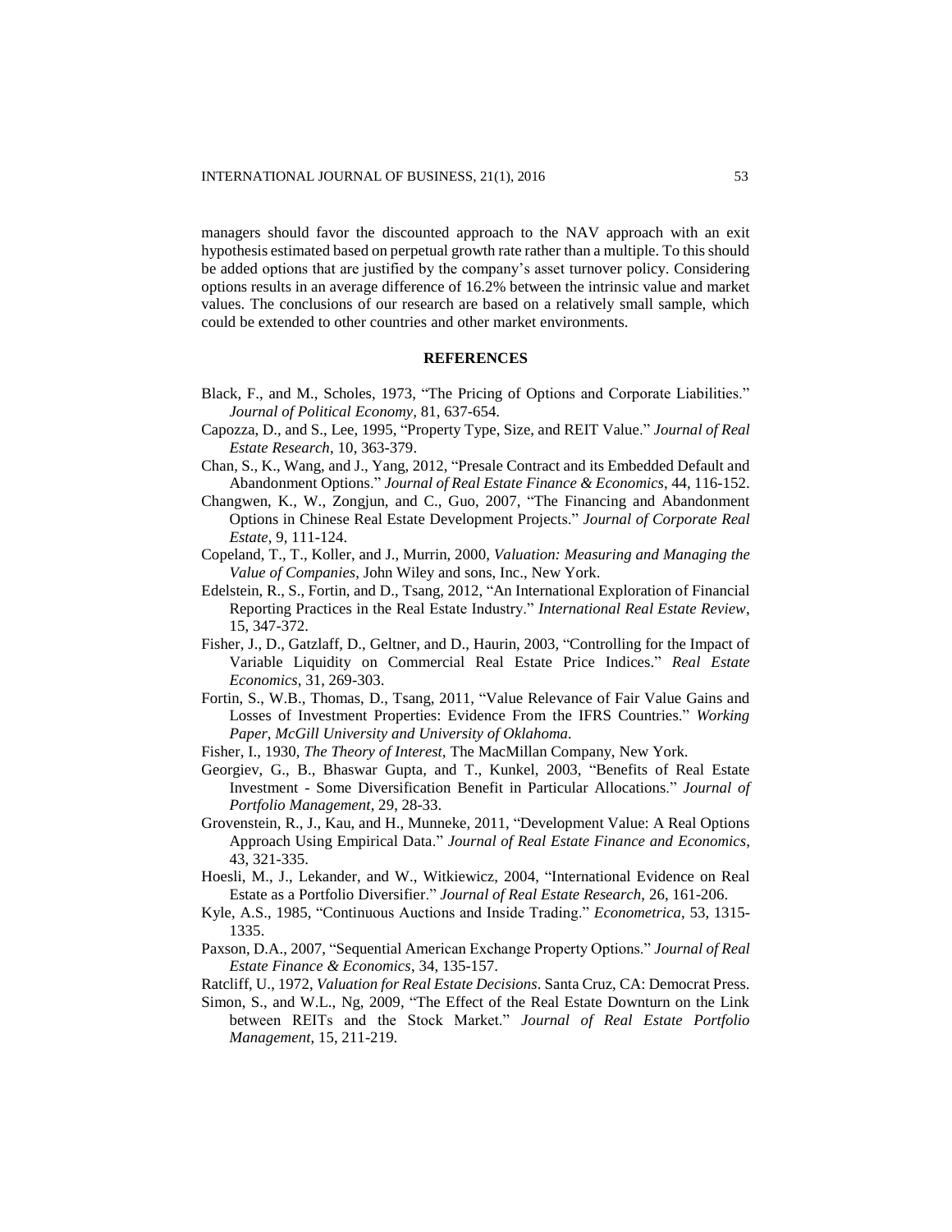managers should favor the discounted approach to the NAV approach with an exit hypothesis estimated based on perpetual growth rate rather than a multiple. To this should be added options that are justified by the company's asset turnover policy. Considering options results in an average difference of 16.2% between the intrinsic value and market values. The conclusions of our research are based on a relatively small sample, which could be extended to other countries and other market environments.

## REFERENCES

Black, F., and M., Scholes, 1973, "The Pricing of Options and Corporate Liabilities." *Journal of Political Economy*, 81, 637-654.

Capozza, D., and S., Lee, 1995, "Property Type, Size, and REIT Value." *Journal of Real Estate Research*, 10, 363-379.

Chan, S., K., Wang, and J., Yang, 2012, "Presale Contract and its Embedded Default and Abandonment Options." *Journal of Real Estate Finance & Economics*, 44, 116-152.

Changwen, K., W., Zongjun, and C., Guo, 2007, "The Financing and Abandonment Options in Chinese Real Estate Development Projects." *Journal of Corporate Real Estate*, 9, 111-124.

Copeland, T., T., Koller, and J., Murrin, 2000, *Valuation: Measuring and Managing the Value of Companies*, John Wiley and sons, Inc., New York.

Edelstein, R., S., Fortin, and D., Tsang, 2012, "An International Exploration of Financial Reporting Practices in the Real Estate Industry." *International Real Estate Review*, 15, 347-372.

Fisher, J., D., Gatzlaff, D., Geltner, and D., Haurin, 2003, "Controlling for the Impact of Variable Liquidity on Commercial Real Estate Price Indices." *Real Estate Economics*, 31, 269-303.

Fortin, S., W.B., Thomas, D., Tsang, 2011, "Value Relevance of Fair Value Gains and Losses of Investment Properties: Evidence From the IFRS Countries." *Working Paper, McGill University and University of Oklahoma.*

Fisher, I., 1930, *The Theory of Interest*, The MacMillan Company, New York.

Georgiev, G., B., Bhaswar Gupta, and T., Kunkel, 2003, "Benefits of Real Estate Investment - Some Diversification Benefit in Particular Allocations." *Journal of Portfolio Management*, 29, 28-33.

Grovenstein, R., J., Kau, and H., Munneke, 2011, "Development Value: A Real Options Approach Using Empirical Data." *Journal of Real Estate Finance and Economics*, 43, 321-335.

Hoesli, M., J., Lekander, and W., Witkiewicz, 2004, "International Evidence on Real Estate as a Portfolio Diversifier." *Journal of Real Estate Research*, 26, 161-206.

Kyle, A.S., 1985, "Continuous Auctions and Inside Trading." *Econometrica*, 53, 1315-1335.

Paxson, D.A., 2007, "Sequential American Exchange Property Options." *Journal of Real Estate Finance & Economics*, 34, 135-157.

Ratcliff, U., 1972, *Valuation for Real Estate Decisions*. Santa Cruz, CA: Democrat Press.

Simon, S., and W.L., Ng, 2009, "The Effect of the Real Estate Downturn on the Link between REITs and the Stock Market." *Journal of Real Estate Portfolio Management*, 15, 211-219.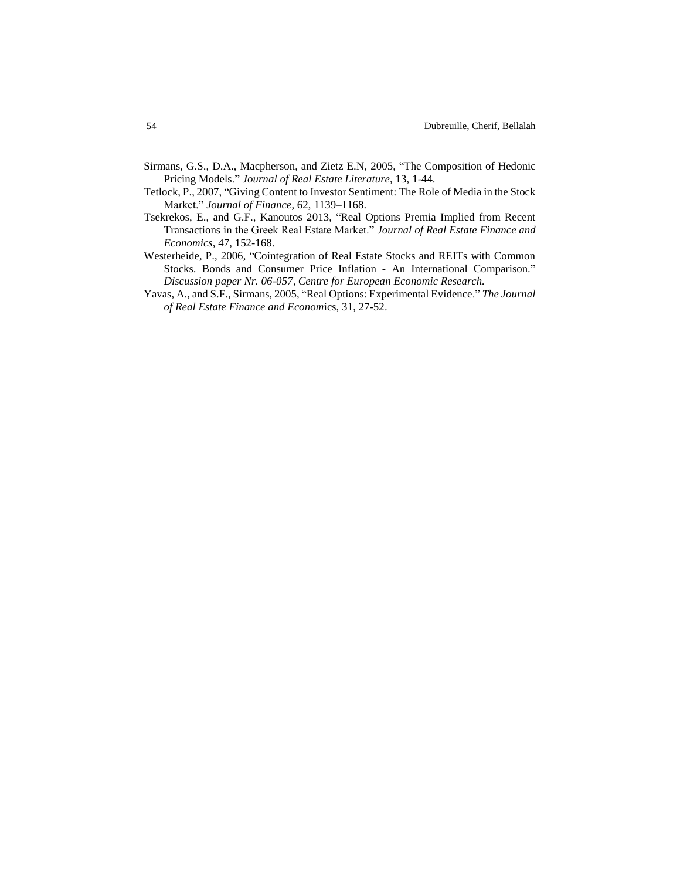Sirmans, G.S., D.A., Macpherson, and Zietz E.N, 2005, "The Composition of Hedonic Pricing Models." *Journal of Real Estate Literature*, 13, 1-44.

Tetlock, P., 2007, "Giving Content to Investor Sentiment: The Role of Media in the Stock Market." *Journal of Finance*, 62, 1139–1168.

Tsekrekos, E., and G.F., Kanoutos 2013, "Real Options Premia Implied from Recent Transactions in the Greek Real Estate Market." *Journal of Real Estate Finance and Economics*, 47, 152-168.

Westerheide, P., 2006, "Cointegration of Real Estate Stocks and REITs with Common Stocks. Bonds and Consumer Price Inflation - An International Comparison." *Discussion paper Nr. 06-057, Centre for European Economic Research.*

Yavas, A., and S.F., Sirmans, 2005, "Real Options: Experimental Evidence." *The Journal of Real Estate Finance and Econom*ics, 31, 27-52.